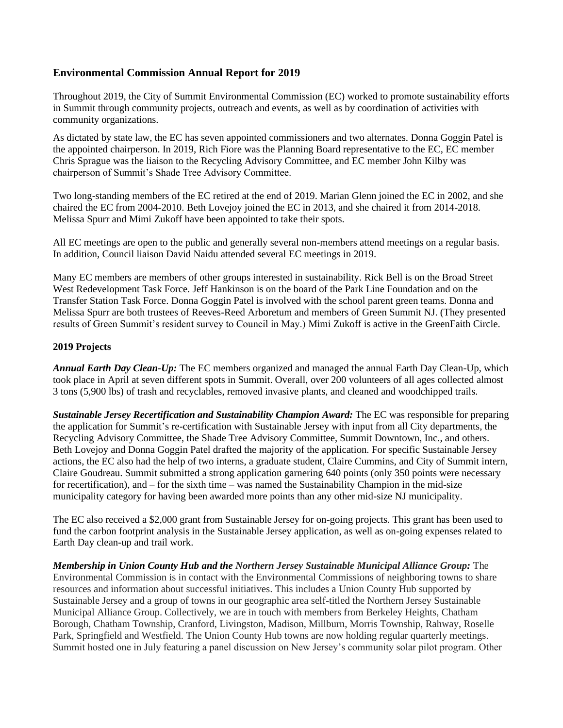## Environmental Commission Annual Report for 2019

Throughout 2019, the City of Summit Environmental Commission (EC) worked to promote sustainability efforts in Summit through community projects, outreach and events, as well as by coordination of activities with community organizations.

As dictated by state law, the EC has seven appointed commissioners and two alternates. Donna Goggin Patel is the appointed chairperson. In 2019, Rich Fiore was the Planning Board representative to the EC, EC member Chris Sprague was the liaison to the Recycling Advisory Committee, and EC member John Kilby was chairperson of Summit's Shade Tree Advisory Committee.

Two long-standing members of the EC retired at the end of 2019. Marian Glenn joined the EC in 2002, and she chaired the EC from 2004-2010. Beth Lovejoy joined the EC in 2013, and she chaired it from 2014-2018. Melissa Spurr and Mimi Zukoff have been appointed to take their spots.

All EC meetings are open to the public and generally several non-members attend meetings on a regular basis. In addition, Council liaison David Naidu attended several EC meetings in 2019.

Many EC members are members of other groups interested in sustainability. Rick Bell is on the Broad Street West Redevelopment Task Force. Jeff Hankinson is on the board of the Park Line Foundation and on the Transfer Station Task Force. Donna Goggin Patel is involved with the school parent green teams. Donna and Melissa Spurr are both trustees of Reeves-Reed Arboretum and members of Green Summit NJ. (They presented results of Green Summit's resident survey to Council in May.) Mimi Zukoff is active in the GreenFaith Circle.

### 2019 Projects

***Annual Earth Day Clean-Up:*** The EC members organized and managed the annual Earth Day Clean-Up, which took place in April at seven different spots in Summit. Overall, over 200 volunteers of all ages collected almost 3 tons (5,900 lbs) of trash and recyclables, removed invasive plants, and cleaned and woodchipped trails.

***Sustainable Jersey Recertification and Sustainability Champion Award:*** The EC was responsible for preparing the application for Summit's re-certification with Sustainable Jersey with input from all City departments, the Recycling Advisory Committee, the Shade Tree Advisory Committee, Summit Downtown, Inc., and others. Beth Lovejoy and Donna Goggin Patel drafted the majority of the application. For specific Sustainable Jersey actions, the EC also had the help of two interns, a graduate student, Claire Cummins, and City of Summit intern, Claire Goudreau. Summit submitted a strong application garnering 640 points (only 350 points were necessary for recertification), and – for the sixth time – was named the Sustainability Champion in the mid-size municipality category for having been awarded more points than any other mid-size NJ municipality.

The EC also received a $2,000 grant from Sustainable Jersey for on-going projects. This grant has been used to fund the carbon footprint analysis in the Sustainable Jersey application, as well as on-going expenses related to Earth Day clean-up and trail work.

***Membership in Union County Hub and the Northern Jersey Sustainable Municipal Alliance Group:*** The Environmental Commission is in contact with the Environmental Commissions of neighboring towns to share resources and information about successful initiatives. This includes a Union County Hub supported by Sustainable Jersey and a group of towns in our geographic area self-titled the Northern Jersey Sustainable Municipal Alliance Group. Collectively, we are in touch with members from Berkeley Heights, Chatham Borough, Chatham Township, Cranford, Livingston, Madison, Millburn, Morris Township, Rahway, Roselle Park, Springfield and Westfield. The Union County Hub towns are now holding regular quarterly meetings. Summit hosted one in July featuring a panel discussion on New Jersey's community solar pilot program. Other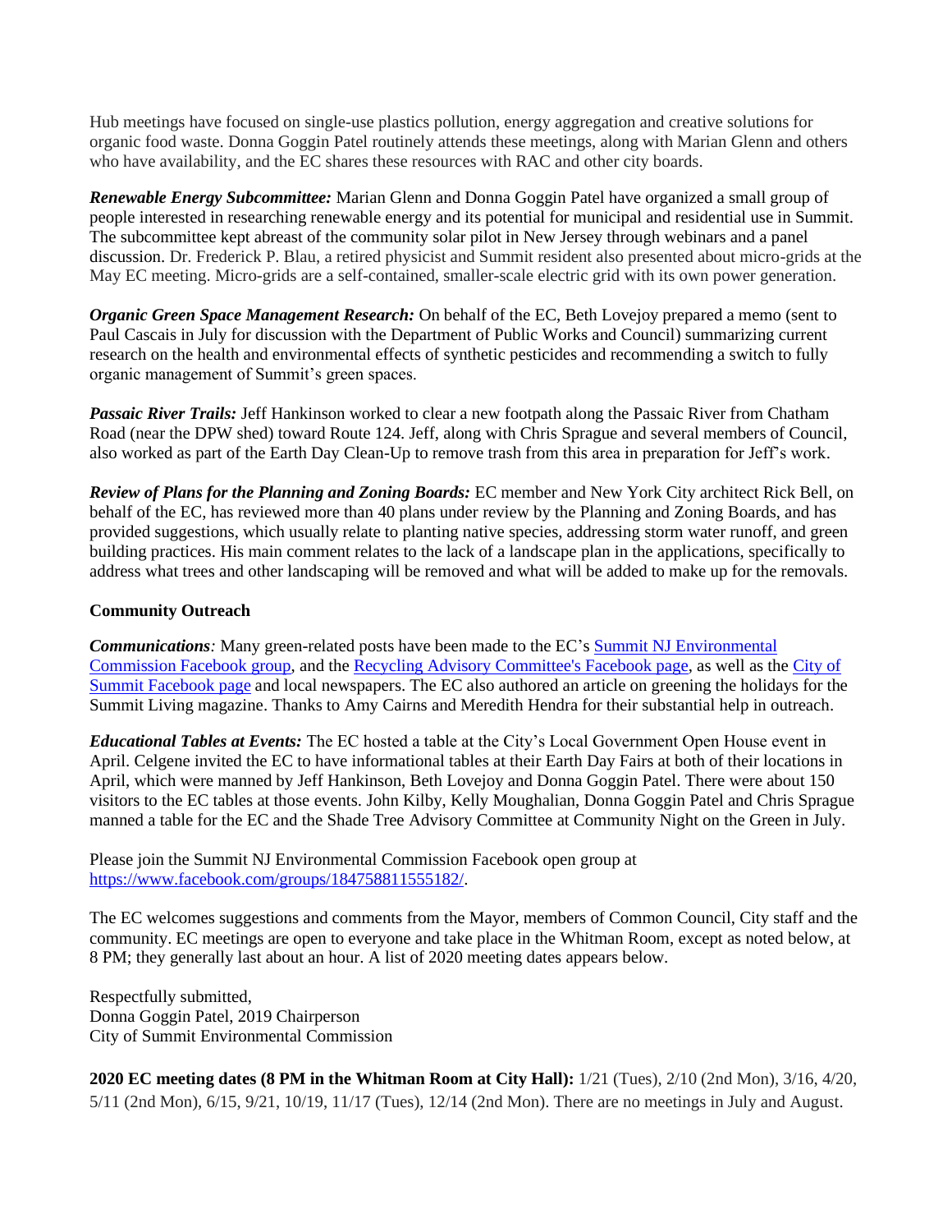Hub meetings have focused on single-use plastics pollution, energy aggregation and creative solutions for organic food waste. Donna Goggin Patel routinely attends these meetings, along with Marian Glenn and others who have availability, and the EC shares these resources with RAC and other city boards.

***Renewable Energy Subcommittee:*** Marian Glenn and Donna Goggin Patel have organized a small group of people interested in researching renewable energy and its potential for municipal and residential use in Summit. The subcommittee kept abreast of the community solar pilot in New Jersey through webinars and a panel discussion. Dr. Frederick P. Blau, a retired physicist and Summit resident also presented about micro-grids at the May EC meeting. Micro-grids are a self-contained, smaller-scale electric grid with its own power generation.

***Organic Green Space Management Research:*** On behalf of the EC, Beth Lovejoy prepared a memo (sent to Paul Cascais in July for discussion with the Department of Public Works and Council) summarizing current research on the health and environmental effects of synthetic pesticides and recommending a switch to fully organic management of Summit's green spaces.

***Passaic River Trails:*** Jeff Hankinson worked to clear a new footpath along the Passaic River from Chatham Road (near the DPW shed) toward Route 124. Jeff, along with Chris Sprague and several members of Council, also worked as part of the Earth Day Clean-Up to remove trash from this area in preparation for Jeff's work.

***Review of Plans for the Planning and Zoning Boards:*** EC member and New York City architect Rick Bell, on behalf of the EC, has reviewed more than 40 plans under review by the Planning and Zoning Boards, and has provided suggestions, which usually relate to planting native species, addressing storm water runoff, and green building practices. His main comment relates to the lack of a landscape plan in the applications, specifically to address what trees and other landscaping will be removed and what will be added to make up for the removals.

**Community Outreach**

***Communications:*** Many green-related posts have been made to the EC's Summit NJ Environmental Commission Facebook group, and the Recycling Advisory Committee's Facebook page, as well as the City of Summit Facebook page and local newspapers. The EC also authored an article on greening the holidays for the Summit Living magazine. Thanks to Amy Cairns and Meredith Hendra for their substantial help in outreach.

***Educational Tables at Events:*** The EC hosted a table at the City's Local Government Open House event in April. Celgene invited the EC to have informational tables at their Earth Day Fairs at both of their locations in April, which were manned by Jeff Hankinson, Beth Lovejoy and Donna Goggin Patel. There were about 150 visitors to the EC tables at those events. John Kilby, Kelly Moughalian, Donna Goggin Patel and Chris Sprague manned a table for the EC and the Shade Tree Advisory Committee at Community Night on the Green in July.

Please join the Summit NJ Environmental Commission Facebook open group at https://www.facebook.com/groups/184758811555182/.

The EC welcomes suggestions and comments from the Mayor, members of Common Council, City staff and the community. EC meetings are open to everyone and take place in the Whitman Room, except as noted below, at 8 PM; they generally last about an hour. A list of 2020 meeting dates appears below.

Respectfully submitted,
Donna Goggin Patel, 2019 Chairperson
City of Summit Environmental Commission

**2020 EC meeting dates (8 PM in the Whitman Room at City Hall):** 1/21 (Tues), 2/10 (2nd Mon), 3/16, 4/20, 5/11 (2nd Mon), 6/15, 9/21, 10/19, 11/17 (Tues), 12/14 (2nd Mon). There are no meetings in July and August.